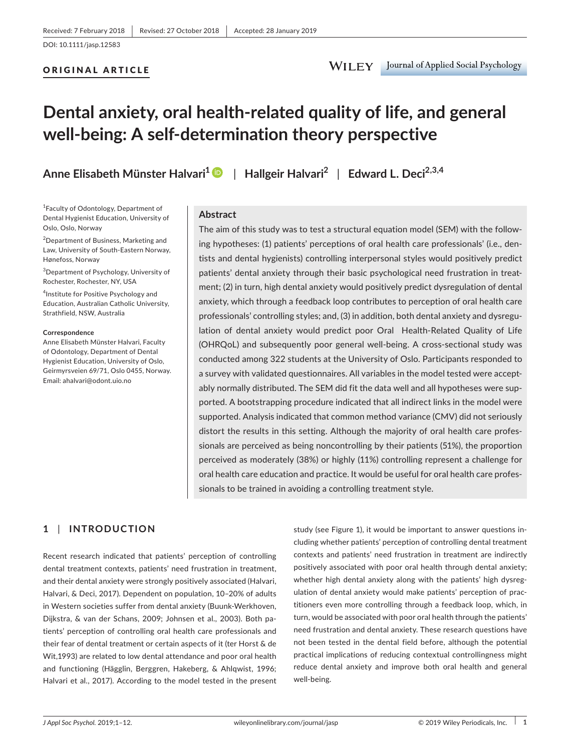Received: 7 February 2018 | Revised: 27 October 2018 | Accepted: 28 January 2019

DOI: 10.1111/jasp.12583

ORIGINAL ARTICLE

# Dental anxiety, oral health-related quality of life, and general well-being: A self-determination theory perspective

**Anne Elisabeth Münster Halvari[1]** | **Hallgeir Halvari[2]** | **Edward L. Deci[2,3,4]**

[1]Faculty of Odontology, Department of Dental Hygienist Education, University of Oslo, Oslo, Norway

[2]Department of Business, Marketing and Law, University of South-Eastern Norway, Hønefoss, Norway

[3]Department of Psychology, University of Rochester, Rochester, NY, USA

[4]Institute for Positive Psychology and Education, Australian Catholic University, Strathfield, NSW, Australia

**Correspondence**
Anne Elisabeth Münster Halvari, Faculty of Odontology, Department of Dental Hygienist Education, University of Oslo, Geirmyrsveien 69/71, Oslo 0455, Norway.
Email: ahalvari@odont.uio.no

## Abstract

The aim of this study was to test a structural equation model (SEM) with the following hypotheses: (1) patients' perceptions of oral health care professionals' (i.e., dentists and dental hygienists) controlling interpersonal styles would positively predict patients' dental anxiety through their basic psychological need frustration in treatment; (2) in turn, high dental anxiety would positively predict dysregulation of dental anxiety, which through a feedback loop contributes to perception of oral health care professionals' controlling styles; and, (3) in addition, both dental anxiety and dysregulation of dental anxiety would predict poor Oral Health-Related Quality of Life (OHRQoL) and subsequently poor general well-being. A cross-sectional study was conducted among 322 students at the University of Oslo. Participants responded to a survey with validated questionnaires. All variables in the model tested were acceptably normally distributed. The SEM did fit the data well and all hypotheses were supported. A bootstrapping procedure indicated that all indirect links in the model were supported. Analysis indicated that common method variance (CMV) did not seriously distort the results in this setting. Although the majority of oral health care professionals are perceived as being noncontrolling by their patients (51%), the proportion perceived as moderately (38%) or highly (11%) controlling represent a challenge for oral health care education and practice. It would be useful for oral health care professionals to be trained in avoiding a controlling treatment style.

## 1 | INTRODUCTION

Recent research indicated that patients' perception of controlling dental treatment contexts, patients' need frustration in treatment, and their dental anxiety were strongly positively associated (Halvari, Halvari, & Deci, 2017). Dependent on population, 10–20% of adults in Western societies suffer from dental anxiety (Buunk-Werkhoven, Dijkstra, & van der Schans, 2009; Johnsen et al., 2003). Both patients' perception of controlling oral health care professionals and their fear of dental treatment or certain aspects of it (ter Horst & de Wit,1993) are related to low dental attendance and poor oral health and functioning (Hägglin, Berggren, Hakeberg, & Ahlqwist, 1996; Halvari et al., 2017). According to the model tested in the present study (see Figure 1), it would be important to answer questions including whether patients' perception of controlling dental treatment contexts and patients' need frustration in treatment are indirectly positively associated with poor oral health through dental anxiety; whether high dental anxiety along with the patients' high dysregulation of dental anxiety would make patients' perception of practitioners even more controlling through a feedback loop, which, in turn, would be associated with poor oral health through the patients' need frustration and dental anxiety. These research questions have not been tested in the dental field before, although the potential practical implications of reducing contextual controllingness might reduce dental anxiety and improve both oral health and general well-being.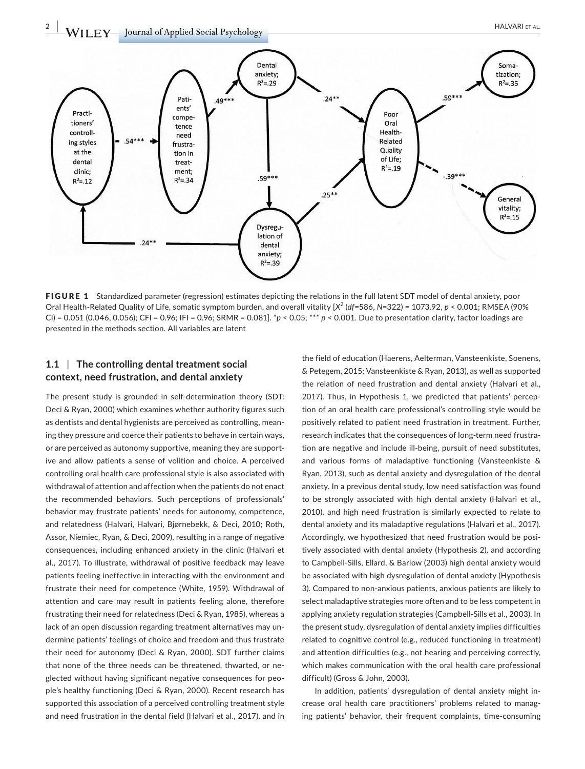FIGURE 1 Standardized parameter (regression) estimates depicting the relations in the full latent SDT model of dental anxiety, poor Oral Health-Related Quality of Life, somatic symptom burden, and overall vitality [$X^2$ ($df$=586, $N$=322) = 1073.92, $p$ < 0.001; RMSEA (90% CI) = 0.051 (0.046, 0.056); CFI = 0.96; IFI = 0.96; SRMR = 0.081]. *$p$ < 0.05; *** $p$ < 0.001. Due to presentation clarity, factor loadings are presented in the methods section. All variables are latent

### 1.1 | The controlling dental treatment social context, need frustration, and dental anxiety

The present study is grounded in self-determination theory (SDT: Deci & Ryan, 2000) which examines whether authority figures such as dentists and dental hygienists are perceived as controlling, meaning they pressure and coerce their patients to behave in certain ways, or are perceived as autonomy supportive, meaning they are supportive and allow patients a sense of volition and choice. A perceived controlling oral health care professional style is also associated with withdrawal of attention and affection when the patients do not enact the recommended behaviors. Such perceptions of professionals' behavior may frustrate patients' needs for autonomy, competence, and relatedness (Halvari, Halvari, Bjørnebekk, & Deci, 2010; Roth, Assor, Niemiec, Ryan, & Deci, 2009), resulting in a range of negative consequences, including enhanced anxiety in the clinic (Halvari et al., 2017). To illustrate, withdrawal of positive feedback may leave patients feeling ineffective in interacting with the environment and frustrate their need for competence (White, 1959). Withdrawal of attention and care may result in patients feeling alone, therefore frustrating their need for relatedness (Deci & Ryan, 1985), whereas a lack of an open discussion regarding treatment alternatives may undermine patients' feelings of choice and freedom and thus frustrate their need for autonomy (Deci & Ryan, 2000). SDT further claims that none of the three needs can be threatened, thwarted, or neglected without having significant negative consequences for people's healthy functioning (Deci & Ryan, 2000). Recent research has supported this association of a perceived controlling treatment style and need frustration in the dental field (Halvari et al., 2017), and in the field of education (Haerens, Aelterman, Vansteenkiste, Soenens, & Petegem, 2015; Vansteenkiste & Ryan, 2013), as well as supported the relation of need frustration and dental anxiety (Halvari et al., 2017). Thus, in Hypothesis 1, we predicted that patients' perception of an oral health care professional's controlling style would be positively related to patient need frustration in treatment. Further, research indicates that the consequences of long-term need frustration are negative and include ill-being, pursuit of need substitutes, and various forms of maladaptive functioning (Vansteenkiste & Ryan, 2013), such as dental anxiety and dysregulation of the dental anxiety. In a previous dental study, low need satisfaction was found to be strongly associated with high dental anxiety (Halvari et al., 2010), and high need frustration is similarly expected to relate to dental anxiety and its maladaptive regulations (Halvari et al., 2017). Accordingly, we hypothesized that need frustration would be positively associated with dental anxiety (Hypothesis 2), and according to Campbell-Sills, Ellard, & Barlow (2003) high dental anxiety would be associated with high dysregulation of dental anxiety (Hypothesis 3). Compared to non-anxious patients, anxious patients are likely to select maladaptive strategies more often and to be less competent in applying anxiety regulation strategies (Campbell-Sills et al., 2003). In the present study, dysregulation of dental anxiety implies difficulties related to cognitive control (e.g., reduced functioning in treatment) and attention difficulties (e.g., not hearing and perceiving correctly, which makes communication with the oral health care professional difficult) (Gross & John, 2003).

In addition, patients' dysregulation of dental anxiety might increase oral health care practitioners' problems related to managing patients' behavior, their frequent complaints, time-consuming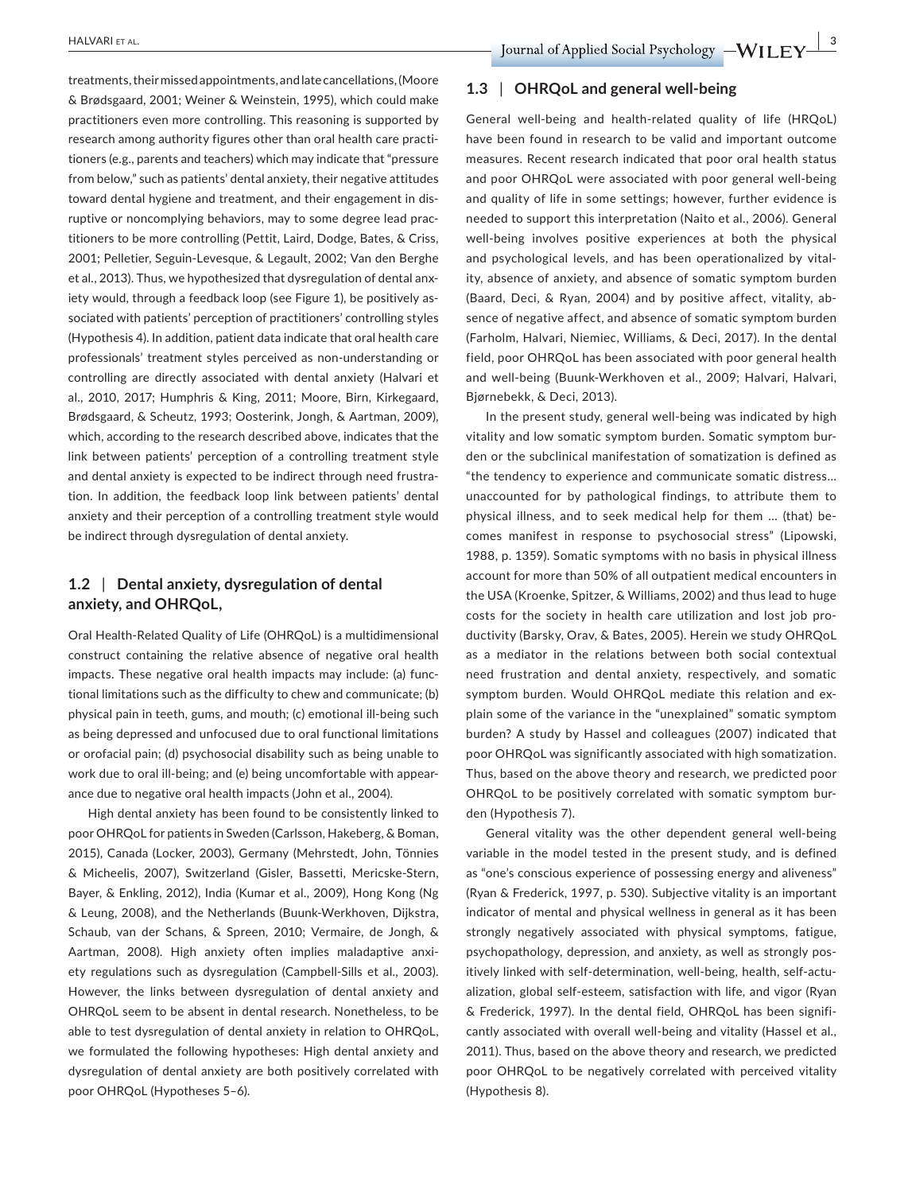treatments, their missed appointments, and late cancellations, (Moore & Brødsgaard, 2001; Weiner & Weinstein, 1995), which could make practitioners even more controlling. This reasoning is supported by research among authority figures other than oral health care practitioners (e.g., parents and teachers) which may indicate that "pressure from below," such as patients' dental anxiety, their negative attitudes toward dental hygiene and treatment, and their engagement in disruptive or noncomplying behaviors, may to some degree lead practitioners to be more controlling (Pettit, Laird, Dodge, Bates, & Criss, 2001; Pelletier, Seguin-Levesque, & Legault, 2002; Van den Berghe et al., 2013). Thus, we hypothesized that dysregulation of dental anxiety would, through a feedback loop (see Figure 1), be positively associated with patients' perception of practitioners' controlling styles (Hypothesis 4). In addition, patient data indicate that oral health care professionals' treatment styles perceived as non-understanding or controlling are directly associated with dental anxiety (Halvari et al., 2010, 2017; Humphris & King, 2011; Moore, Birn, Kirkegaard, Brødsgaard, & Scheutz, 1993; Oosterink, Jongh, & Aartman, 2009), which, according to the research described above, indicates that the link between patients' perception of a controlling treatment style and dental anxiety is expected to be indirect through need frustration. In addition, the feedback loop link between patients' dental anxiety and their perception of a controlling treatment style would be indirect through dysregulation of dental anxiety.

## 1.2 | Dental anxiety, dysregulation of dental anxiety, and OHRQoL,

Oral Health-Related Quality of Life (OHRQoL) is a multidimensional construct containing the relative absence of negative oral health impacts. These negative oral health impacts may include: (a) functional limitations such as the difficulty to chew and communicate; (b) physical pain in teeth, gums, and mouth; (c) emotional ill-being such as being depressed and unfocused due to oral functional limitations or orofacial pain; (d) psychosocial disability such as being unable to work due to oral ill-being; and (e) being uncomfortable with appearance due to negative oral health impacts (John et al., 2004).

High dental anxiety has been found to be consistently linked to poor OHRQoL for patients in Sweden (Carlsson, Hakeberg, & Boman, 2015), Canada (Locker, 2003), Germany (Mehrstedt, John, Tönnies & Micheelis, 2007), Switzerland (Gisler, Bassetti, Mericske-Stern, Bayer, & Enkling, 2012), India (Kumar et al., 2009), Hong Kong (Ng & Leung, 2008), and the Netherlands (Buunk-Werkhoven, Dijkstra, Schaub, van der Schans, & Spreen, 2010; Vermaire, de Jongh, & Aartman, 2008). High anxiety often implies maladaptive anxiety regulations such as dysregulation (Campbell-Sills et al., 2003). However, the links between dysregulation of dental anxiety and OHRQoL seem to be absent in dental research. Nonetheless, to be able to test dysregulation of dental anxiety in relation to OHRQoL, we formulated the following hypotheses: High dental anxiety and dysregulation of dental anxiety are both positively correlated with poor OHRQoL (Hypotheses 5–6).

## 1.3 | OHRQoL and general well-being

General well-being and health-related quality of life (HRQoL) have been found in research to be valid and important outcome measures. Recent research indicated that poor oral health status and poor OHRQoL were associated with poor general well-being and quality of life in some settings; however, further evidence is needed to support this interpretation (Naito et al., 2006). General well-being involves positive experiences at both the physical and psychological levels, and has been operationalized by vitality, absence of anxiety, and absence of somatic symptom burden (Baard, Deci, & Ryan, 2004) and by positive affect, vitality, absence of negative affect, and absence of somatic symptom burden (Farholm, Halvari, Niemiec, Williams, & Deci, 2017). In the dental field, poor OHRQoL has been associated with poor general health and well-being (Buunk-Werkhoven et al., 2009; Halvari, Halvari, Bjørnebekk, & Deci, 2013).

In the present study, general well-being was indicated by high vitality and low somatic symptom burden. Somatic symptom burden or the subclinical manifestation of somatization is defined as "the tendency to experience and communicate somatic distress… unaccounted for by pathological findings, to attribute them to physical illness, and to seek medical help for them … (that) becomes manifest in response to psychosocial stress" (Lipowski, 1988, p. 1359). Somatic symptoms with no basis in physical illness account for more than 50% of all outpatient medical encounters in the USA (Kroenke, Spitzer, & Williams, 2002) and thus lead to huge costs for the society in health care utilization and lost job productivity (Barsky, Orav, & Bates, 2005). Herein we study OHRQoL as a mediator in the relations between both social contextual need frustration and dental anxiety, respectively, and somatic symptom burden. Would OHRQoL mediate this relation and explain some of the variance in the "unexplained" somatic symptom burden? A study by Hassel and colleagues (2007) indicated that poor OHRQoL was significantly associated with high somatization. Thus, based on the above theory and research, we predicted poor OHRQoL to be positively correlated with somatic symptom burden (Hypothesis 7).

General vitality was the other dependent general well-being variable in the model tested in the present study, and is defined as "one's conscious experience of possessing energy and aliveness" (Ryan & Frederick, 1997, p. 530). Subjective vitality is an important indicator of mental and physical wellness in general as it has been strongly negatively associated with physical symptoms, fatigue, psychopathology, depression, and anxiety, as well as strongly positively linked with self-determination, well-being, health, self-actualization, global self-esteem, satisfaction with life, and vigor (Ryan & Frederick, 1997). In the dental field, OHRQoL has been significantly associated with overall well-being and vitality (Hassel et al., 2011). Thus, based on the above theory and research, we predicted poor OHRQoL to be negatively correlated with perceived vitality (Hypothesis 8).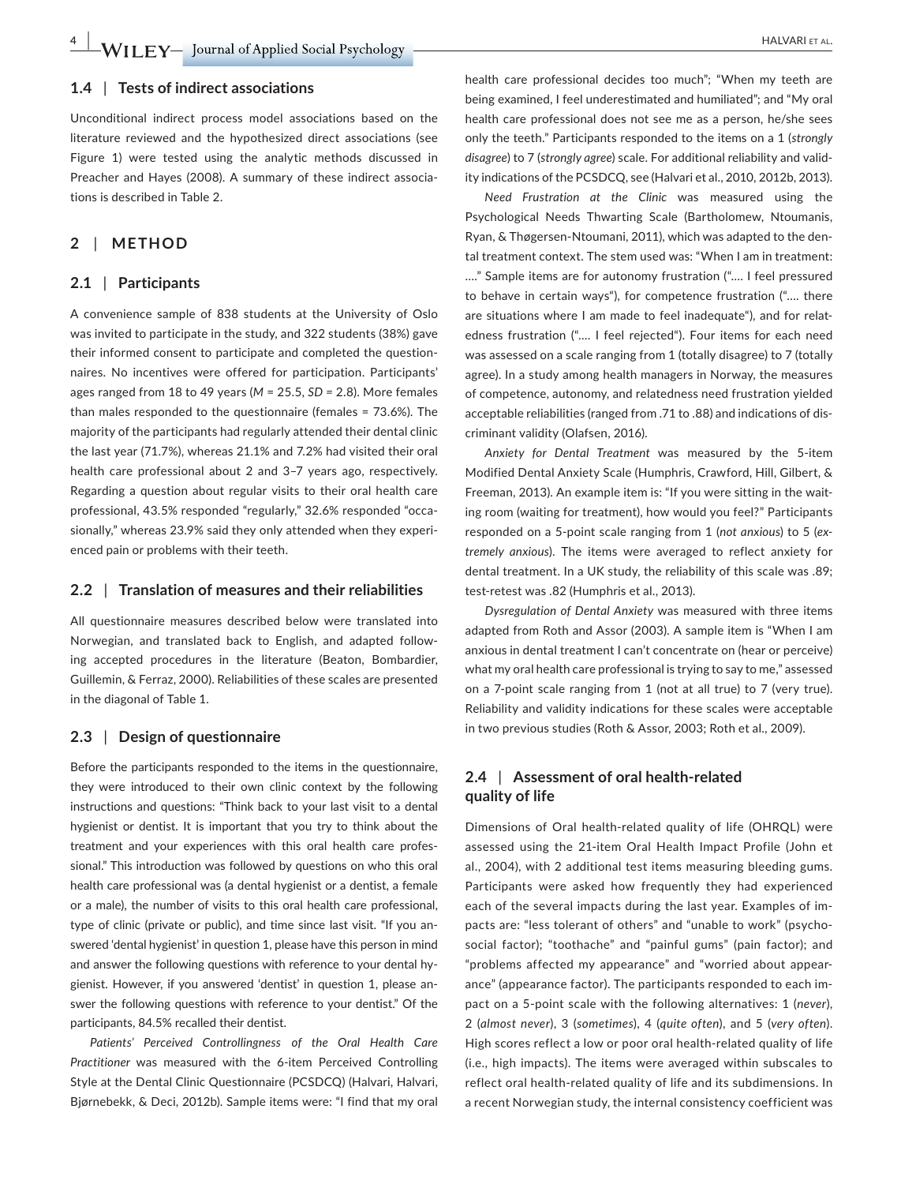### 1.4 | Tests of indirect associations

Unconditional indirect process model associations based on the literature reviewed and the hypothesized direct associations (see Figure 1) were tested using the analytic methods discussed in Preacher and Hayes (2008). A summary of these indirect associations is described in Table 2.

## 2 | METHOD

### 2.1 | Participants

A convenience sample of 838 students at the University of Oslo was invited to participate in the study, and 322 students (38%) gave their informed consent to participate and completed the questionnaires. No incentives were offered for participation. Participants' ages ranged from 18 to 49 years ($M$ = 25.5, $SD$ = 2.8). More females than males responded to the questionnaire (females = 73.6%). The majority of the participants had regularly attended their dental clinic the last year (71.7%), whereas 21.1% and 7.2% had visited their oral health care professional about 2 and 3–7 years ago, respectively. Regarding a question about regular visits to their oral health care professional, 43.5% responded "regularly," 32.6% responded "occasionally," whereas 23.9% said they only attended when they experienced pain or problems with their teeth.

### 2.2 | Translation of measures and their reliabilities

All questionnaire measures described below were translated into Norwegian, and translated back to English, and adapted following accepted procedures in the literature (Beaton, Bombardier, Guillemin, & Ferraz, 2000). Reliabilities of these scales are presented in the diagonal of Table 1.

### 2.3 | Design of questionnaire

Before the participants responded to the items in the questionnaire, they were introduced to their own clinic context by the following instructions and questions: "Think back to your last visit to a dental hygienist or dentist. It is important that you try to think about the treatment and your experiences with this oral health care professional." This introduction was followed by questions on who this oral health care professional was (a dental hygienist or a dentist, a female or a male), the number of visits to this oral health care professional, type of clinic (private or public), and time since last visit. "If you answered 'dental hygienist' in question 1, please have this person in mind and answer the following questions with reference to your dental hygienist. However, if you answered 'dentist' in question 1, please answer the following questions with reference to your dentist." Of the participants, 84.5% recalled their dentist.

*Patients' Perceived Controllingness of the Oral Health Care Practitioner* was measured with the 6-item Perceived Controlling Style at the Dental Clinic Questionnaire (PCSDCQ) (Halvari, Halvari, Bjørnebekk, & Deci, 2012b). Sample items were: "I find that my oral health care professional decides too much"; "When my teeth are being examined, I feel underestimated and humiliated"; and "My oral health care professional does not see me as a person, he/she sees only the teeth." Participants responded to the items on a 1 (*strongly disagree*) to 7 (*strongly agree*) scale. For additional reliability and validity indications of the PCSDCQ, see (Halvari et al., 2010, 2012b, 2013).

*Need Frustration at the Clinic* was measured using the Psychological Needs Thwarting Scale (Bartholomew, Ntoumanis, Ryan, & Thøgersen-Ntoumani, 2011), which was adapted to the dental treatment context. The stem used was: "When I am in treatment: …." Sample items are for autonomy frustration ("…. I feel pressured to behave in certain ways"), for competence frustration ("…. there are situations where I am made to feel inadequate"), and for relatedness frustration ("…. I feel rejected"). Four items for each need was assessed on a scale ranging from 1 (totally disagree) to 7 (totally agree). In a study among health managers in Norway, the measures of competence, autonomy, and relatedness need frustration yielded acceptable reliabilities (ranged from .71 to .88) and indications of discriminant validity (Olafsen, 2016).

*Anxiety for Dental Treatment* was measured by the 5-item Modified Dental Anxiety Scale (Humphris, Crawford, Hill, Gilbert, & Freeman, 2013). An example item is: "If you were sitting in the waiting room (waiting for treatment), how would you feel?" Participants responded on a 5-point scale ranging from 1 (*not anxious*) to 5 (*extremely anxious*). The items were averaged to reflect anxiety for dental treatment. In a UK study, the reliability of this scale was .89; test-retest was .82 (Humphris et al., 2013).

*Dysregulation of Dental Anxiety* was measured with three items adapted from Roth and Assor (2003). A sample item is "When I am anxious in dental treatment I can't concentrate on (hear or perceive) what my oral health care professional is trying to say to me," assessed on a 7-point scale ranging from 1 (not at all true) to 7 (very true). Reliability and validity indications for these scales were acceptable in two previous studies (Roth & Assor, 2003; Roth et al., 2009).

### 2.4 | Assessment of oral health-related quality of life

Dimensions of Oral health-related quality of life (OHRQL) were assessed using the 21-item Oral Health Impact Profile (John et al., 2004), with 2 additional test items measuring bleeding gums. Participants were asked how frequently they had experienced each of the several impacts during the last year. Examples of impacts are: "less tolerant of others" and "unable to work" (psychosocial factor); "toothache" and "painful gums" (pain factor); and "problems affected my appearance" and "worried about appearance" (appearance factor). The participants responded to each impact on a 5-point scale with the following alternatives: 1 (*never*), 2 (*almost never*), 3 (*sometimes*), 4 (*quite often*), and 5 (*very often*). High scores reflect a low or poor oral health-related quality of life (i.e., high impacts). The items were averaged within subscales to reflect oral health-related quality of life and its subdimensions. In a recent Norwegian study, the internal consistency coefficient was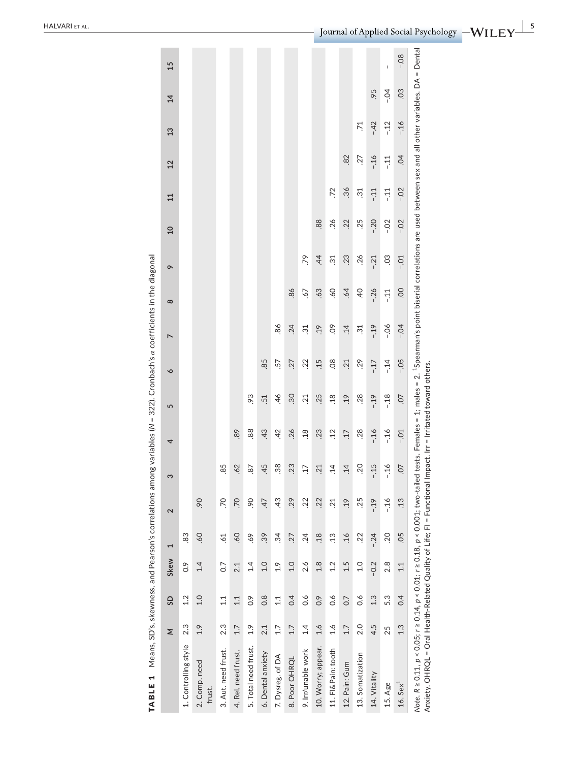**TABLE 1** Means, SD's, skewness, and Pearson's correlations among variables (N = 322). Cronbach's α coefficients in the diagonal

| | M | SD | Skew | 1 | 2 | 3 | 4 | 5 | 6 | 7 | 8 | 9 | 10 | 11 | 12 | 13 | 14 | 15 |
|---|---|---|---|---|---|---|---|---|---|---|---|---|---|---|---|---|---|---|
| 1. Controlling style | 2.3 | 1.2 | 0.9 | .83 | | | | | | | | | | | | | | |
| 2. Comp. need frust. | 1.9 | 1.0 | 1.4 | .60 | .90 | | | | | | | | | | | | | |
| 3. Aut. need frust. | 2.3 | 1.1 | 0.7 | .61 | .70 | .85 | | | | | | | | | | | | |
| 4. Rel. need frust. | 1.7 | 1.1 | 2.1 | .60 | .70 | .62 | .89 | | | | | | | | | | | |
| 5. Total need frust. | 1.9 | 0.9 | 1.4 | .69 | .90 | .87 | .88 | .93 | | | | | | | | | | |
| 6. Dental anxiety | 2.1 | 0.8 | 1.0 | .39 | .47 | .45 | .43 | .51 | .85 | | | | | | | | | |
| 7. Dysreg. of DA | 1.7 | 1.1 | 1.9 | .34 | .43 | .38 | .42 | .46 | .57 | .86 | | | | | | | | |
| 8. Poor OHRQL | 1.7 | 0.4 | 1.0 | .27 | .29 | .23 | .26 | .30 | .27 | .24 | .86 | | | | | | | |
| 9. Irr/unable work | 1.4 | 0.6 | 2.6 | .24 | .22 | .17 | .18 | .21 | .22 | .31 | .67 | .79 | | | | | | |
| 10. Worry; appear. | 1.6 | 0.9 | 1.8 | .18 | .22 | .21 | .23 | .25 | .15 | .19 | .63 | .44 | .88 | | | | | |
| 11. FI&Pain: tooth | 1.6 | 0.6 | 1.2 | .13 | .21 | .14 | .12 | .18 | .08 | .09 | .60 | .31 | .26 | .72 | | | | |
| 12. Pain: Gum | 1.7 | 0.7 | 1.5 | .16 | .19 | .14 | .17 | .19 | .21 | .14 | .64 | .23 | .22 | .36 | .82 | | | |
| 13. Somatization | 2.0 | 0.6 | 1.0 | .22 | .25 | .20 | .28 | .28 | .29 | .31 | .40 | .26 | .25 | .31 | .27 | .71 | | |
| 14. Vitality | 4.5 | 1.3 | -0.2 | -.24 | -.19 | -.15 | -.16 | -.19 | -.17 | -.19 | -.26 | -.21 | -.20 | -.11 | -.16 | -.42 | .95 | |
| 15. Age | 25 | 5.3 | 2.8 | .20 | -.16 | -.16 | -.16 | -.18 | -.14 | -.06 | -.11 | .03 | -.02 | -.11 | -.11 | -.12 | -.04 | - |
| 16. Sex[1] | 1.3 | 0.4 | 1.1 | .05 | .13 | .07 | -.01 | .07 | -.05 | -.04 | .00 | -.01 | -.02 | -.02 | .04 | -.16 | .03 | -.08 |

*Note*. $R \geq 0.11$, $p < 0.05$; $r \geq 0.14$, $p < 0.01$; $r \geq 0.18$, $p < 0.001$; two-tailed tests. Females = 1; males = 2. [1]Spearman's point biserial correlations are used between sex and all other variables. DA = Dental Anxiety. OHRQL = Oral Health-Related Quality of Life; FI = Functional Impact. Irr = Irritated toward others.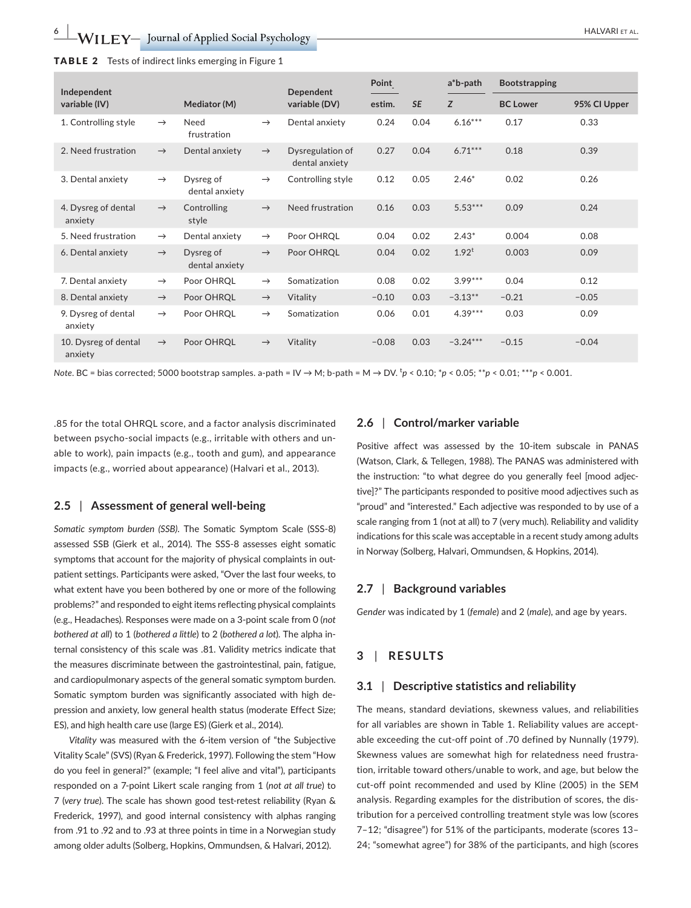**TABLE 2** Tests of indirect links emerging in Figure 1

| Independent variable (IV) | | Mediator (M) | | Dependent variable (DV) | Point estim. | *SE* | a*b-path *Z* | Bootstrapping BC Lower | 95% CI Upper |
|---|---|---|---|---|---|---|---|---|---|
| 1. Controlling style | → | Need frustration | → | Dental anxiety | 0.24 | 0.04 | 6.16*** | 0.17 | 0.33 |
| 2. Need frustration | → | Dental anxiety | → | Dysregulation of dental anxiety | 0.27 | 0.04 | 6.71*** | 0.18 | 0.39 |
| 3. Dental anxiety | → | Dysreg of dental anxiety | → | Controlling style | 0.12 | 0.05 | 2.46* | 0.02 | 0.26 |
| 4. Dysreg of dental anxiety | → | Controlling style | → | Need frustration | 0.16 | 0.03 | 5.53*** | 0.09 | 0.24 |
| 5. Need frustration | → | Dental anxiety | → | Poor OHRQL | 0.04 | 0.02 | 2.43* | 0.004 | 0.08 |
| 6. Dental anxiety | → | Dysreg of dental anxiety | → | Poor OHRQL | 0.04 | 0.02 | 1.92[t] | 0.003 | 0.09 |
| 7. Dental anxiety | → | Poor OHRQL | → | Somatization | 0.08 | 0.02 | 3.99*** | 0.04 | 0.12 |
| 8. Dental anxiety | → | Poor OHRQL | → | Vitality | −0.10 | 0.03 | −3.13** | −0.21 | −0.05 |
| 9. Dysreg of dental anxiety | → | Poor OHRQL | → | Somatization | 0.06 | 0.01 | 4.39*** | 0.03 | 0.09 |
| 10. Dysreg of dental anxiety | → | Poor OHRQL | → | Vitality | −0.08 | 0.03 | −3.24*** | −0.15 | −0.04 |

*Note*. BC = bias corrected; 5000 bootstrap samples. a-path = IV → M; b-path = M → DV. [t]$p < 0.10$; *$p < 0.05$; **$p < 0.01$; ***$p < 0.001$.

.85 for the total OHRQL score, and a factor analysis discriminated between psycho-social impacts (e.g., irritable with others and unable to work), pain impacts (e.g., tooth and gum), and appearance impacts (e.g., worried about appearance) (Halvari et al., 2013).

## 2.5 | Assessment of general well-being

*Somatic symptom burden (SSB).* The Somatic Symptom Scale (SSS-8) assessed SSB (Gierk et al., 2014). The SSS-8 assesses eight somatic symptoms that account for the majority of physical complaints in outpatient settings. Participants were asked, "Over the last four weeks, to what extent have you been bothered by one or more of the following problems?" and responded to eight items reflecting physical complaints (e.g., Headaches). Responses were made on a 3-point scale from 0 (*not bothered at all*) to 1 (*bothered a little*) to 2 (*bothered a lot*). The alpha internal consistency of this scale was .81. Validity metrics indicate that the measures discriminate between the gastrointestinal, pain, fatigue, and cardiopulmonary aspects of the general somatic symptom burden. Somatic symptom burden was significantly associated with high depression and anxiety, low general health status (moderate Effect Size; ES), and high health care use (large ES) (Gierk et al., 2014).

*Vitality* was measured with the 6-item version of "the Subjective Vitality Scale" (SVS) (Ryan & Frederick, 1997). Following the stem "How do you feel in general?" (example; "I feel alive and vital"), participants responded on a 7-point Likert scale ranging from 1 (*not at all true*) to 7 (*very true*). The scale has shown good test-retest reliability (Ryan & Frederick, 1997), and good internal consistency with alphas ranging from .91 to .92 and to .93 at three points in time in a Norwegian study among older adults (Solberg, Hopkins, Ommundsen, & Halvari, 2012).

## 2.6 | Control/marker variable

Positive affect was assessed by the 10-item subscale in PANAS (Watson, Clark, & Tellegen, 1988). The PANAS was administered with the instruction: "to what degree do you generally feel [mood adjective]?" The participants responded to positive mood adjectives such as "proud" and "interested." Each adjective was responded to by use of a scale ranging from 1 (not at all) to 7 (very much). Reliability and validity indications for this scale was acceptable in a recent study among adults in Norway (Solberg, Halvari, Ommundsen, & Hopkins, 2014).

## 2.7 | Background variables

*Gender* was indicated by 1 (*female*) and 2 (*male*), and age by years.

# 3 | RESULTS

## 3.1 | Descriptive statistics and reliability

The means, standard deviations, skewness values, and reliabilities for all variables are shown in Table 1. Reliability values are acceptable exceeding the cut-off point of .70 defined by Nunnally (1979). Skewness values are somewhat high for relatedness need frustration, irritable toward others/unable to work, and age, but below the cut-off point recommended and used by Kline (2005) in the SEM analysis. Regarding examples for the distribution of scores, the distribution for a perceived controlling treatment style was low (scores 7–12; "disagree") for 51% of the participants, moderate (scores 13–24; "somewhat agree") for 38% of the participants, and high (scores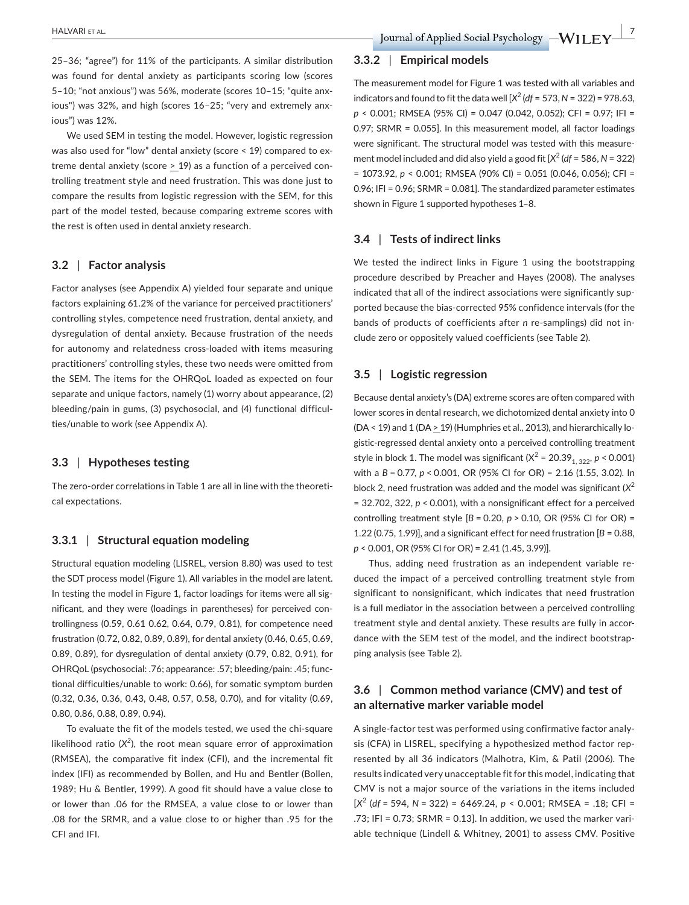25–36; "agree") for 11% of the participants. A similar distribution was found for dental anxiety as participants scoring low (scores 5–10; "not anxious") was 56%, moderate (scores 10–15; "quite anxious") was 32%, and high (scores 16–25; "very and extremely anxious") was 12%.

We used SEM in testing the model. However, logistic regression was also used for "low" dental anxiety (score < 19) compared to extreme dental anxiety (score $\geq$ 19) as a function of a perceived controlling treatment style and need frustration. This was done just to compare the results from logistic regression with the SEM, for this part of the model tested, because comparing extreme scores with the rest is often used in dental anxiety research.

### 3.2 | Factor analysis

Factor analyses (see Appendix A) yielded four separate and unique factors explaining 61.2% of the variance for perceived practitioners' controlling styles, competence need frustration, dental anxiety, and dysregulation of dental anxiety. Because frustration of the needs for autonomy and relatedness cross-loaded with items measuring practitioners' controlling styles, these two needs were omitted from the SEM. The items for the OHRQoL loaded as expected on four separate and unique factors, namely (1) worry about appearance, (2) bleeding/pain in gums, (3) psychosocial, and (4) functional difficulties/unable to work (see Appendix A).

### 3.3 | Hypotheses testing

The zero-order correlations in Table 1 are all in line with the theoretical expectations.

#### 3.3.1 | Structural equation modeling

Structural equation modeling (LISREL, version 8.80) was used to test the SDT process model (Figure 1). All variables in the model are latent. In testing the model in Figure 1, factor loadings for items were all significant, and they were (loadings in parentheses) for perceived controllingness (0.59, 0.61 0.62, 0.64, 0.79, 0.81), for competence need frustration (0.72, 0.82, 0.89, 0.89), for dental anxiety (0.46, 0.65, 0.69, 0.89, 0.89), for dysregulation of dental anxiety (0.79, 0.82, 0.91), for OHRQoL (psychosocial: .76; appearance: .57; bleeding/pain: .45; functional difficulties/unable to work: 0.66), for somatic symptom burden (0.32, 0.36, 0.36, 0.43, 0.48, 0.57, 0.58, 0.70), and for vitality (0.69, 0.80, 0.86, 0.88, 0.89, 0.94).

To evaluate the fit of the models tested, we used the chi-square likelihood ratio ($X^2$), the root mean square error of approximation (RMSEA), the comparative fit index (CFI), and the incremental fit index (IFI) as recommended by Bollen, and Hu and Bentler (Bollen, 1989; Hu & Bentler, 1999). A good fit should have a value close to or lower than .06 for the RMSEA, a value close to or lower than .08 for the SRMR, and a value close to or higher than .95 for the CFI and IFI.

#### 3.3.2 | Empirical models

The measurement model for Figure 1 was tested with all variables and indicators and found to fit the data well [$X^2$ (*df* = 573, *N* = 322) = 978.63, $p < 0.001$; RMSEA (95% CI) = 0.047 (0.042, 0.052); CFI = 0.97; IFI = 0.97; SRMR = 0.055]. In this measurement model, all factor loadings were significant. The structural model was tested with this measurement model included and did also yield a good fit [$X^2$ (*df* = 586, *N* = 322) = 1073.92, $p < 0.001$; RMSEA (90% CI) = 0.051 (0.046, 0.056); CFI = 0.96; IFI = 0.96; SRMR = 0.081]. The standardized parameter estimates shown in Figure 1 supported hypotheses 1–8.

### 3.4 | Tests of indirect links

We tested the indirect links in Figure 1 using the bootstrapping procedure described by Preacher and Hayes (2008). The analyses indicated that all of the indirect associations were significantly supported because the bias-corrected 95% confidence intervals (for the bands of products of coefficients after *n* re-samplings) did not include zero or oppositely valued coefficients (see Table 2).

### 3.5 | Logistic regression

Because dental anxiety's (DA) extreme scores are often compared with lower scores in dental research, we dichotomized dental anxiety into 0 (DA < 19) and 1 (DA $\geq$ 19) (Humphries et al., 2013), and hierarchically logistic-regressed dental anxiety onto a perceived controlling treatment style in block 1. The model was significant ($X^2 = 20.39_{1,\,322}$, $p < 0.001$) with a *B* = 0.77, $p < 0.001$, OR (95% CI for OR) = 2.16 (1.55, 3.02). In block 2, need frustration was added and the model was significant ($X^2$ = 32.702, 322, $p < 0.001$), with a nonsignificant effect for a perceived controlling treatment style [*B* = 0.20, $p > 0.10$, OR (95% CI for OR) = 1.22 (0.75, 1.99)], and a significant effect for need frustration [*B* = 0.88, $p < 0.001$, OR (95% CI for OR) = 2.41 (1.45, 3.99)].

Thus, adding need frustration as an independent variable reduced the impact of a perceived controlling treatment style from significant to nonsignificant, which indicates that need frustration is a full mediator in the association between a perceived controlling treatment style and dental anxiety. These results are fully in accordance with the SEM test of the model, and the indirect bootstrapping analysis (see Table 2).

### 3.6 | Common method variance (CMV) and test of an alternative marker variable model

A single-factor test was performed using confirmative factor analysis (CFA) in LISREL, specifying a hypothesized method factor represented by all 36 indicators (Malhotra, Kim, & Patil (2006). The results indicated very unacceptable fit for this model, indicating that CMV is not a major source of the variations in the items included [$X^2$ (*df* = 594, *N* = 322) = 6469.24, $p < 0.001$; RMSEA = .18; CFI = .73; IFI = 0.73; SRMR = 0.13]. In addition, we used the marker variable technique (Lindell & Whitney, 2001) to assess CMV. Positive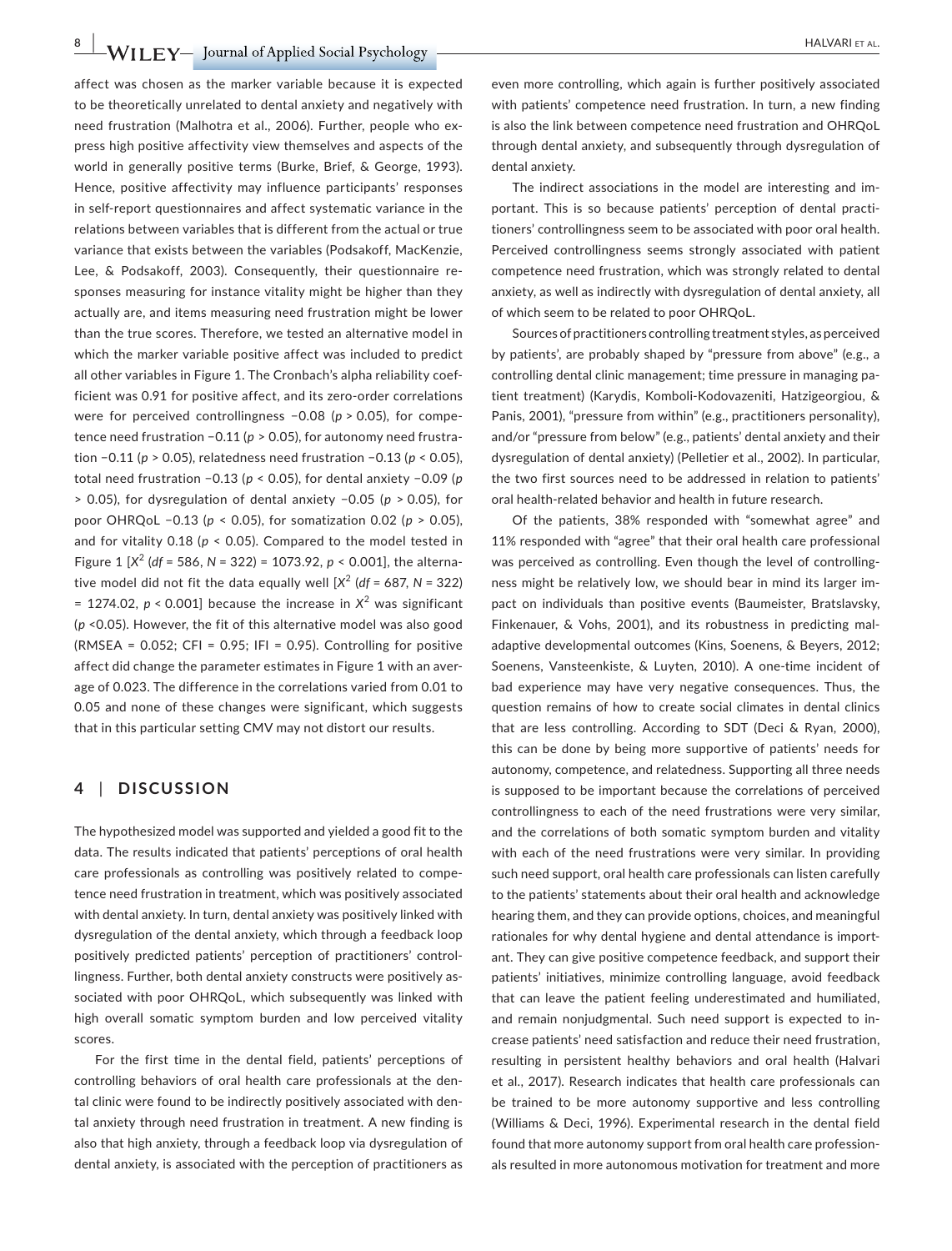affect was chosen as the marker variable because it is expected to be theoretically unrelated to dental anxiety and negatively with need frustration (Malhotra et al., 2006). Further, people who express high positive affectivity view themselves and aspects of the world in generally positive terms (Burke, Brief, & George, 1993). Hence, positive affectivity may influence participants' responses in self-report questionnaires and affect systematic variance in the relations between variables that is different from the actual or true variance that exists between the variables (Podsakoff, MacKenzie, Lee, & Podsakoff, 2003). Consequently, their questionnaire responses measuring for instance vitality might be higher than they actually are, and items measuring need frustration might be lower than the true scores. Therefore, we tested an alternative model in which the marker variable positive affect was included to predict all other variables in Figure 1. The Cronbach's alpha reliability coefficient was 0.91 for positive affect, and its zero-order correlations were for perceived controllingness −0.08 ($p > 0.05$), for competence need frustration −0.11 ($p > 0.05$), for autonomy need frustration −0.11 ($p > 0.05$), relatedness need frustration −0.13 ($p < 0.05$), total need frustration −0.13 ($p < 0.05$), for dental anxiety −0.09 ($p > 0.05$), for dysregulation of dental anxiety −0.05 ($p > 0.05$), for poor OHRQoL −0.13 ($p < 0.05$), for somatization 0.02 ($p > 0.05$), and for vitality 0.18 ($p < 0.05$). Compared to the model tested in Figure 1 [$X^2$ ($df = 586$, $N = 322$) = 1073.92, $p < 0.001$], the alternative model did not fit the data equally well [$X^2$ ($df = 687$, $N = 322$) = 1274.02, $p < 0.001$] because the increase in $X^2$ was significant ($p < 0.05$). However, the fit of this alternative model was also good (RMSEA = 0.052; CFI = 0.95; IFI = 0.95). Controlling for positive affect did change the parameter estimates in Figure 1 with an average of 0.023. The difference in the correlations varied from 0.01 to 0.05 and none of these changes were significant, which suggests that in this particular setting CMV may not distort our results.

## 4 | DISCUSSION

The hypothesized model was supported and yielded a good fit to the data. The results indicated that patients' perceptions of oral health care professionals as controlling was positively related to competence need frustration in treatment, which was positively associated with dental anxiety. In turn, dental anxiety was positively linked with dysregulation of the dental anxiety, which through a feedback loop positively predicted patients' perception of practitioners' controllingness. Further, both dental anxiety constructs were positively associated with poor OHRQoL, which subsequently was linked with high overall somatic symptom burden and low perceived vitality scores.

For the first time in the dental field, patients' perceptions of controlling behaviors of oral health care professionals at the dental clinic were found to be indirectly positively associated with dental anxiety through need frustration in treatment. A new finding is also that high anxiety, through a feedback loop via dysregulation of dental anxiety, is associated with the perception of practitioners as even more controlling, which again is further positively associated with patients' competence need frustration. In turn, a new finding is also the link between competence need frustration and OHRQoL through dental anxiety, and subsequently through dysregulation of dental anxiety.

The indirect associations in the model are interesting and important. This is so because patients' perception of dental practitioners' controllingness seem to be associated with poor oral health. Perceived controllingness seems strongly associated with patient competence need frustration, which was strongly related to dental anxiety, as well as indirectly with dysregulation of dental anxiety, all of which seem to be related to poor OHRQoL.

Sources of practitioners controlling treatment styles, as perceived by patients', are probably shaped by "pressure from above" (e.g., a controlling dental clinic management; time pressure in managing patient treatment) (Karydis, Komboli-Kodovazeniti, Hatzigeorgiou, & Panis, 2001), "pressure from within" (e.g., practitioners personality), and/or "pressure from below" (e.g., patients' dental anxiety and their dysregulation of dental anxiety) (Pelletier et al., 2002). In particular, the two first sources need to be addressed in relation to patients' oral health-related behavior and health in future research.

Of the patients, 38% responded with "somewhat agree" and 11% responded with "agree" that their oral health care professional was perceived as controlling. Even though the level of controllingness might be relatively low, we should bear in mind its larger impact on individuals than positive events (Baumeister, Bratslavsky, Finkenauer, & Vohs, 2001), and its robustness in predicting maladaptive developmental outcomes (Kins, Soenens, & Beyers, 2012; Soenens, Vansteenkiste, & Luyten, 2010). A one-time incident of bad experience may have very negative consequences. Thus, the question remains of how to create social climates in dental clinics that are less controlling. According to SDT (Deci & Ryan, 2000), this can be done by being more supportive of patients' needs for autonomy, competence, and relatedness. Supporting all three needs is supposed to be important because the correlations of perceived controllingness to each of the need frustrations were very similar, and the correlations of both somatic symptom burden and vitality with each of the need frustrations were very similar. In providing such need support, oral health care professionals can listen carefully to the patients' statements about their oral health and acknowledge hearing them, and they can provide options, choices, and meaningful rationales for why dental hygiene and dental attendance is important. They can give positive competence feedback, and support their patients' initiatives, minimize controlling language, avoid feedback that can leave the patient feeling underestimated and humiliated, and remain nonjudgmental. Such need support is expected to increase patients' need satisfaction and reduce their need frustration, resulting in persistent healthy behaviors and oral health (Halvari et al., 2017). Research indicates that health care professionals can be trained to be more autonomy supportive and less controlling (Williams & Deci, 1996). Experimental research in the dental field found that more autonomy support from oral health care professionals resulted in more autonomous motivation for treatment and more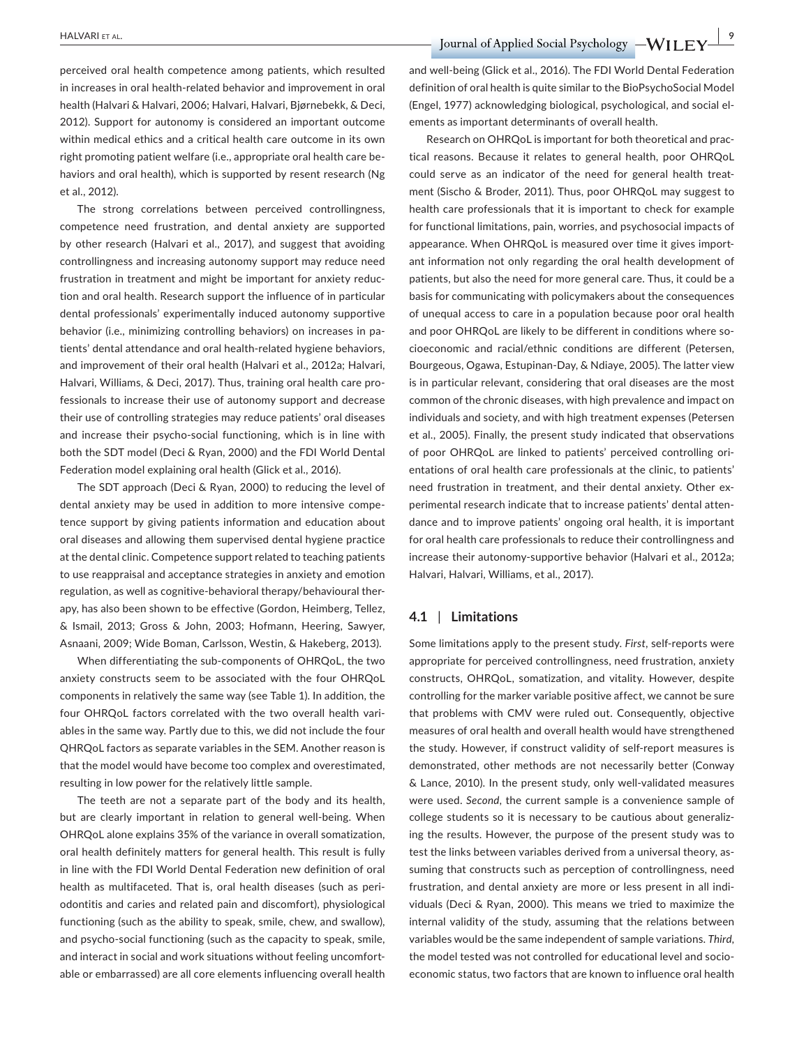perceived oral health competence among patients, which resulted in increases in oral health-related behavior and improvement in oral health (Halvari & Halvari, 2006; Halvari, Halvari, Bjørnebekk, & Deci, 2012). Support for autonomy is considered an important outcome within medical ethics and a critical health care outcome in its own right promoting patient welfare (i.e., appropriate oral health care behaviors and oral health), which is supported by resent research (Ng et al., 2012).

The strong correlations between perceived controllingness, competence need frustration, and dental anxiety are supported by other research (Halvari et al., 2017), and suggest that avoiding controllingness and increasing autonomy support may reduce need frustration in treatment and might be important for anxiety reduction and oral health. Research support the influence of in particular dental professionals' experimentally induced autonomy supportive behavior (i.e., minimizing controlling behaviors) on increases in patients' dental attendance and oral health-related hygiene behaviors, and improvement of their oral health (Halvari et al., 2012a; Halvari, Halvari, Williams, & Deci, 2017). Thus, training oral health care professionals to increase their use of autonomy support and decrease their use of controlling strategies may reduce patients' oral diseases and increase their psycho-social functioning, which is in line with both the SDT model (Deci & Ryan, 2000) and the FDI World Dental Federation model explaining oral health (Glick et al., 2016).

The SDT approach (Deci & Ryan, 2000) to reducing the level of dental anxiety may be used in addition to more intensive competence support by giving patients information and education about oral diseases and allowing them supervised dental hygiene practice at the dental clinic. Competence support related to teaching patients to use reappraisal and acceptance strategies in anxiety and emotion regulation, as well as cognitive-behavioral therapy/behavioural therapy, has also been shown to be effective (Gordon, Heimberg, Tellez, & Ismail, 2013; Gross & John, 2003; Hofmann, Heering, Sawyer, Asnaani, 2009; Wide Boman, Carlsson, Westin, & Hakeberg, 2013).

When differentiating the sub-components of OHRQoL, the two anxiety constructs seem to be associated with the four OHRQoL components in relatively the same way (see Table 1). In addition, the four OHRQoL factors correlated with the two overall health variables in the same way. Partly due to this, we did not include the four QHRQoL factors as separate variables in the SEM. Another reason is that the model would have become too complex and overestimated, resulting in low power for the relatively little sample.

The teeth are not a separate part of the body and its health, but are clearly important in relation to general well-being. When OHRQoL alone explains 35% of the variance in overall somatization, oral health definitely matters for general health. This result is fully in line with the FDI World Dental Federation new definition of oral health as multifaceted. That is, oral health diseases (such as periodontitis and caries and related pain and discomfort), physiological functioning (such as the ability to speak, smile, chew, and swallow), and psycho-social functioning (such as the capacity to speak, smile, and interact in social and work situations without feeling uncomfortable or embarrassed) are all core elements influencing overall health and well-being (Glick et al., 2016). The FDI World Dental Federation definition of oral health is quite similar to the BioPsychoSocial Model (Engel, 1977) acknowledging biological, psychological, and social elements as important determinants of overall health.

Research on OHRQoL is important for both theoretical and practical reasons. Because it relates to general health, poor OHRQoL could serve as an indicator of the need for general health treatment (Sischo & Broder, 2011). Thus, poor OHRQoL may suggest to health care professionals that it is important to check for example for functional limitations, pain, worries, and psychosocial impacts of appearance. When OHRQoL is measured over time it gives important information not only regarding the oral health development of patients, but also the need for more general care. Thus, it could be a basis for communicating with policymakers about the consequences of unequal access to care in a population because poor oral health and poor OHRQoL are likely to be different in conditions where socioeconomic and racial/ethnic conditions are different (Petersen, Bourgeous, Ogawa, Estupinan-Day, & Ndiaye, 2005). The latter view is in particular relevant, considering that oral diseases are the most common of the chronic diseases, with high prevalence and impact on individuals and society, and with high treatment expenses (Petersen et al., 2005). Finally, the present study indicated that observations of poor OHRQoL are linked to patients' perceived controlling orientations of oral health care professionals at the clinic, to patients' need frustration in treatment, and their dental anxiety. Other experimental research indicate that to increase patients' dental attendance and to improve patients' ongoing oral health, it is important for oral health care professionals to reduce their controllingness and increase their autonomy-supportive behavior (Halvari et al., 2012a; Halvari, Halvari, Williams, et al., 2017).

### 4.1 | Limitations

Some limitations apply to the present study. *First*, self-reports were appropriate for perceived controllingness, need frustration, anxiety constructs, OHRQoL, somatization, and vitality. However, despite controlling for the marker variable positive affect, we cannot be sure that problems with CMV were ruled out. Consequently, objective measures of oral health and overall health would have strengthened the study. However, if construct validity of self-report measures is demonstrated, other methods are not necessarily better (Conway & Lance, 2010). In the present study, only well-validated measures were used. *Second*, the current sample is a convenience sample of college students so it is necessary to be cautious about generalizing the results. However, the purpose of the present study was to test the links between variables derived from a universal theory, assuming that constructs such as perception of controllingness, need frustration, and dental anxiety are more or less present in all individuals (Deci & Ryan, 2000). This means we tried to maximize the internal validity of the study, assuming that the relations between variables would be the same independent of sample variations. *Third*, the model tested was not controlled for educational level and socioeconomic status, two factors that are known to influence oral health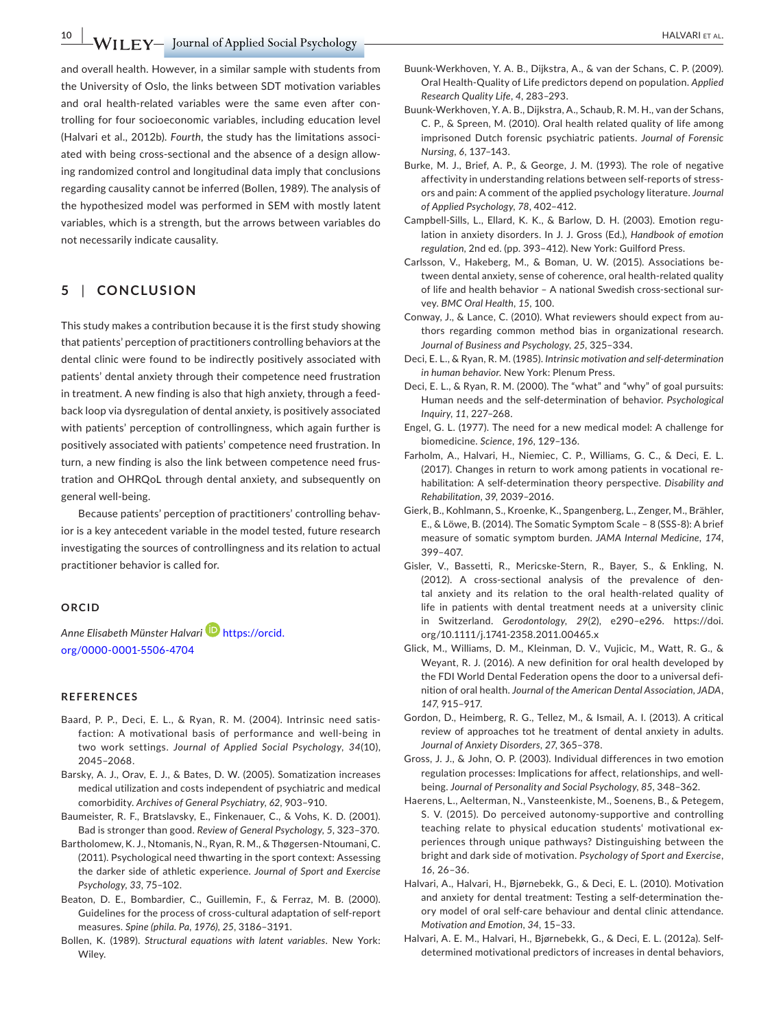and overall health. However, in a similar sample with students from the University of Oslo, the links between SDT motivation variables and oral health-related variables were the same even after controlling for four socioeconomic variables, including education level (Halvari et al., 2012b). *Fourth*, the study has the limitations associated with being cross-sectional and the absence of a design allowing randomized control and longitudinal data imply that conclusions regarding causality cannot be inferred (Bollen, 1989). The analysis of the hypothesized model was performed in SEM with mostly latent variables, which is a strength, but the arrows between variables do not necessarily indicate causality.

## 5 | CONCLUSION

This study makes a contribution because it is the first study showing that patients' perception of practitioners controlling behaviors at the dental clinic were found to be indirectly positively associated with patients' dental anxiety through their competence need frustration in treatment. A new finding is also that high anxiety, through a feedback loop via dysregulation of dental anxiety, is positively associated with patients' perception of controllingness, which again further is positively associated with patients' competence need frustration. In turn, a new finding is also the link between competence need frustration and OHRQoL through dental anxiety, and subsequently on general well-being.

Because patients' perception of practitioners' controlling behavior is a key antecedent variable in the model tested, future research investigating the sources of controllingness and its relation to actual practitioner behavior is called for.

### ORCID

*Anne Elisabeth Münster Halvari* https://orcid.org/0000-0001-5506-4704

### REFERENCES

Baard, P. P., Deci, E. L., & Ryan, R. M. (2004). Intrinsic need satisfaction: A motivational basis of performance and well-being in two work settings. *Journal of Applied Social Psychology*, *34*(10), 2045–2068.

Barsky, A. J., Orav, E. J., & Bates, D. W. (2005). Somatization increases medical utilization and costs independent of psychiatric and medical comorbidity. *Archives of General Psychiatry*, *62*, 903–910.

Baumeister, R. F., Bratslavsky, E., Finkenauer, C., & Vohs, K. D. (2001). Bad is stronger than good. *Review of General Psychology*, *5*, 323–370.

Bartholomew, K. J., Ntomanis, N., Ryan, R. M., & Thøgersen-Ntoumani, C. (2011). Psychological need thwarting in the sport context: Assessing the darker side of athletic experience. *Journal of Sport and Exercise Psychology*, *33*, 75–102.

Beaton, D. E., Bombardier, C., Guillemin, F., & Ferraz, M. B. (2000). Guidelines for the process of cross-cultural adaptation of self-report measures. *Spine (phila. Pa, 1976)*, *25*, 3186–3191.

Bollen, K. (1989). *Structural equations with latent variables*. New York: Wiley.

Buunk-Werkhoven, Y. A. B., Dijkstra, A., & van der Schans, C. P. (2009). Oral Health-Quality of Life predictors depend on population. *Applied Research Quality Life*, *4*, 283–293.

Buunk-Werkhoven, Y. A. B., Dijkstra, A., Schaub, R. M. H., van der Schans, C. P., & Spreen, M. (2010). Oral health related quality of life among imprisoned Dutch forensic psychiatric patients. *Journal of Forensic Nursing*, *6*, 137–143.

Burke, M. J., Brief, A. P., & George, J. M. (1993). The role of negative affectivity in understanding relations between self-reports of stressors and pain: A comment of the applied psychology literature. *Journal of Applied Psychology*, *78*, 402–412.

Campbell-Sills, L., Ellard, K. K., & Barlow, D. H. (2003). Emotion regulation in anxiety disorders. In J. J. Gross (Ed.), *Handbook of emotion regulation*, 2nd ed. (pp. 393–412). New York: Guilford Press.

Carlsson, V., Hakeberg, M., & Boman, U. W. (2015). Associations between dental anxiety, sense of coherence, oral health-related quality of life and health behavior – A national Swedish cross-sectional survey. *BMC Oral Health*, *15*, 100.

Conway, J., & Lance, C. (2010). What reviewers should expect from authors regarding common method bias in organizational research. *Journal of Business and Psychology*, *25*, 325–334.

Deci, E. L., & Ryan, R. M. (1985). *Intrinsic motivation and self-determination in human behavior.* New York: Plenum Press.

Deci, E. L., & Ryan, R. M. (2000). The "what" and "why" of goal pursuits: Human needs and the self-determination of behavior. *Psychological Inquiry*, *11*, 227–268.

Engel, G. L. (1977). The need for a new medical model: A challenge for biomedicine. *Science*, *196*, 129–136.

Farholm, A., Halvari, H., Niemiec, C. P., Williams, G. C., & Deci, E. L. (2017). Changes in return to work among patients in vocational rehabilitation: A self-determination theory perspective. *Disability and Rehabilitation*, *39*, 2039–2016.

Gierk, B., Kohlmann, S., Kroenke, K., Spangenberg, L., Zenger, M., Brähler, E., & Löwe, B. (2014). The Somatic Symptom Scale – 8 (SSS-8): A brief measure of somatic symptom burden. *JAMA Internal Medicine*, *174*, 399–407.

Gisler, V., Bassetti, R., Mericske-Stern, R., Bayer, S., & Enkling, N. (2012). A cross-sectional analysis of the prevalence of dental anxiety and its relation to the oral health-related quality of life in patients with dental treatment needs at a university clinic in Switzerland. *Gerodontology*, *29*(2), e290–e296. https://doi.org/10.1111/j.1741-2358.2011.00465.x

Glick, M., Williams, D. M., Kleinman, D. V., Vujicic, M., Watt, R. G., & Weyant, R. J. (2016). A new definition for oral health developed by the FDI World Dental Federation opens the door to a universal definition of oral health. *Journal of the American Dental Association, JADA*, *147*, 915–917.

Gordon, D., Heimberg, R. G., Tellez, M., & Ismail, A. I. (2013). A critical review of approaches tot he treatment of dental anxiety in adults. *Journal of Anxiety Disorders*, *27*, 365–378.

Gross, J. J., & John, O. P. (2003). Individual differences in two emotion regulation processes: Implications for affect, relationships, and well-being. *Journal of Personality and Social Psychology*, *85*, 348–362.

Haerens, L., Aelterman, N., Vansteenkiste, M., Soenens, B., & Petegem, S. V. (2015). Do perceived autonomy-supportive and controlling teaching relate to physical education students' motivational experiences through unique pathways? Distinguishing between the bright and dark side of motivation. *Psychology of Sport and Exercise*, *16*, 26–36.

Halvari, A., Halvari, H., Bjørnebekk, G., & Deci, E. L. (2010). Motivation and anxiety for dental treatment: Testing a self-determination theory model of oral self-care behaviour and dental clinic attendance. *Motivation and Emotion*, *34*, 15–33.

Halvari, A. E. M., Halvari, H., Bjørnebekk, G., & Deci, E. L. (2012a). Self-determined motivational predictors of increases in dental behaviors,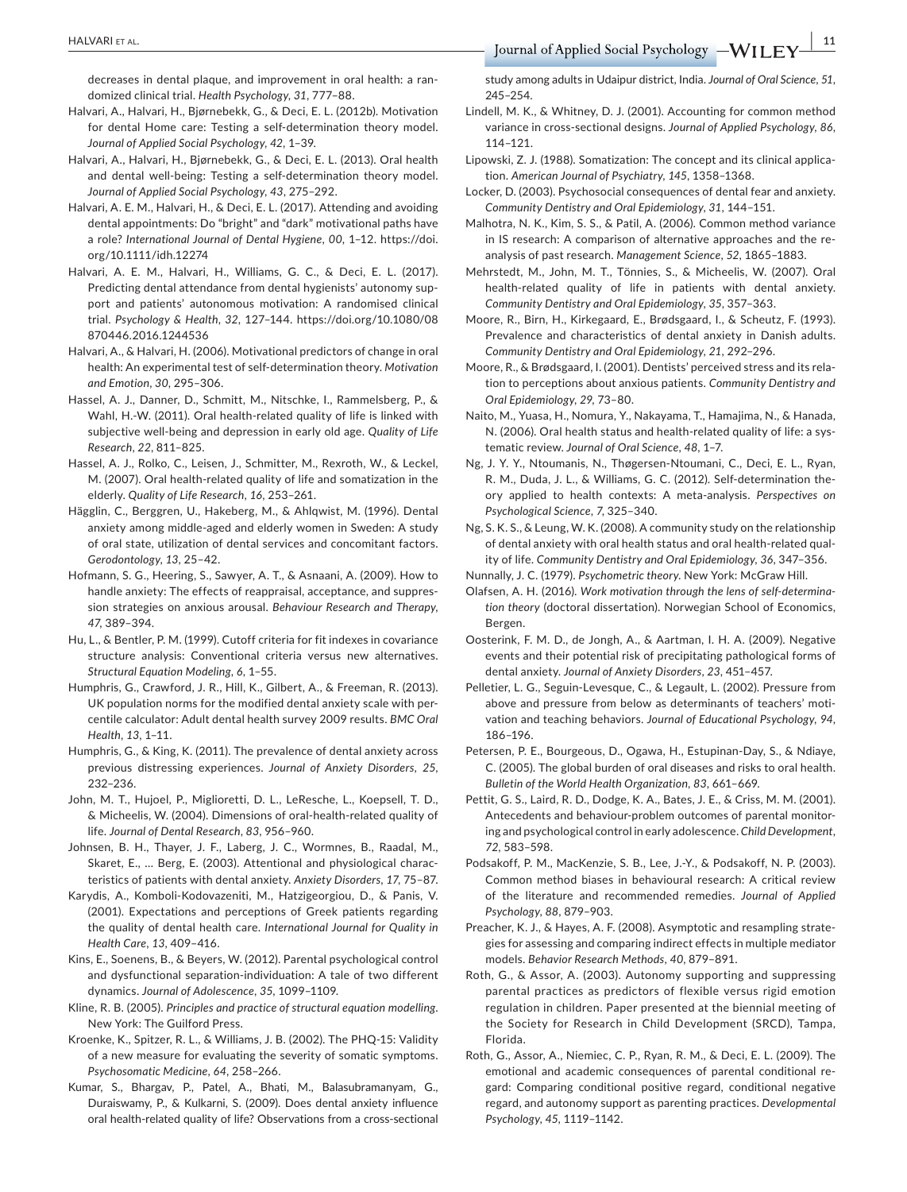decreases in dental plaque, and improvement in oral health: a randomized clinical trial. *Health Psychology*, *31*, 777–88.

Halvari, A., Halvari, H., Bjørnebekk, G., & Deci, E. L. (2012b). Motivation for dental Home care: Testing a self-determination theory model. *Journal of Applied Social Psychology*, *42*, 1–39.

Halvari, A., Halvari, H., Bjørnebekk, G., & Deci, E. L. (2013). Oral health and dental well-being: Testing a self-determination theory model. *Journal of Applied Social Psychology*, *43*, 275–292.

Halvari, A. E. M., Halvari, H., & Deci, E. L. (2017). Attending and avoiding dental appointments: Do "bright" and "dark" motivational paths have a role? *International Journal of Dental Hygiene*, *00*, 1–12. https://doi.org/10.1111/idh.12274

Halvari, A. E. M., Halvari, H., Williams, G. C., & Deci, E. L. (2017). Predicting dental attendance from dental hygienists' autonomy support and patients' autonomous motivation: A randomised clinical trial. *Psychology & Health*, *32*, 127–144. https://doi.org/10.1080/08870446.2016.1244536

Halvari, A., & Halvari, H. (2006). Motivational predictors of change in oral health: An experimental test of self-determination theory. *Motivation and Emotion*, *30*, 295–306.

Hassel, A. J., Danner, D., Schmitt, M., Nitschke, I., Rammelsberg, P., & Wahl, H.-W. (2011). Oral health-related quality of life is linked with subjective well-being and depression in early old age. *Quality of Life Research*, *22*, 811–825.

Hassel, A. J., Rolko, C., Leisen, J., Schmitter, M., Rexroth, W., & Leckel, M. (2007). Oral health-related quality of life and somatization in the elderly. *Quality of Life Research*, *16*, 253–261.

Hägglin, C., Berggren, U., Hakeberg, M., & Ahlqwist, M. (1996). Dental anxiety among middle-aged and elderly women in Sweden: A study of oral state, utilization of dental services and concomitant factors. *Gerodontology*, *13*, 25–42.

Hofmann, S. G., Heering, S., Sawyer, A. T., & Asnaani, A. (2009). How to handle anxiety: The effects of reappraisal, acceptance, and suppression strategies on anxious arousal. *Behaviour Research and Therapy*, *47*, 389–394.

Hu, L., & Bentler, P. M. (1999). Cutoff criteria for fit indexes in covariance structure analysis: Conventional criteria versus new alternatives. *Structural Equation Modeling*, *6*, 1–55.

Humphris, G., Crawford, J. R., Hill, K., Gilbert, A., & Freeman, R. (2013). UK population norms for the modified dental anxiety scale with percentile calculator: Adult dental health survey 2009 results. *BMC Oral Health*, *13*, 1–11.

Humphris, G., & King, K. (2011). The prevalence of dental anxiety across previous distressing experiences. *Journal of Anxiety Disorders*, *25*, 232–236.

John, M. T., Hujoel, P., Miglioretti, D. L., LeResche, L., Koepsell, T. D., & Micheelis, W. (2004). Dimensions of oral-health-related quality of life. *Journal of Dental Research*, *83*, 956–960.

Johnsen, B. H., Thayer, J. F., Laberg, J. C., Wormnes, B., Raadal, M., Skaret, E., … Berg, E. (2003). Attentional and physiological characteristics of patients with dental anxiety. *Anxiety Disorders*, *17*, 75–87.

Karydis, A., Komboli-Kodovazeniti, M., Hatzigeorgiou, D., & Panis, V. (2001). Expectations and perceptions of Greek patients regarding the quality of dental health care. *International Journal for Quality in Health Care*, *13*, 409–416.

Kins, E., Soenens, B., & Beyers, W. (2012). Parental psychological control and dysfunctional separation-individuation: A tale of two different dynamics. *Journal of Adolescence*, *35*, 1099–1109.

Kline, R. B. (2005). *Principles and practice of structural equation modelling*. New York: The Guilford Press.

Kroenke, K., Spitzer, R. L., & Williams, J. B. (2002). The PHQ-15: Validity of a new measure for evaluating the severity of somatic symptoms. *Psychosomatic Medicine*, *64*, 258–266.

Kumar, S., Bhargav, P., Patel, A., Bhati, M., Balasubramanyam, G., Duraiswamy, P., & Kulkarni, S. (2009). Does dental anxiety influence oral health-related quality of life? Observations from a cross-sectional study among adults in Udaipur district, India. *Journal of Oral Science*, *51*, 245–254.

Lindell, M. K., & Whitney, D. J. (2001). Accounting for common method variance in cross-sectional designs. *Journal of Applied Psychology*, *86*, 114–121.

Lipowski, Z. J. (1988). Somatization: The concept and its clinical application. *American Journal of Psychiatry*, *145*, 1358–1368.

Locker, D. (2003). Psychosocial consequences of dental fear and anxiety. *Community Dentistry and Oral Epidemiology*, *31*, 144–151.

Malhotra, N. K., Kim, S. S., & Patil, A. (2006). Common method variance in IS research: A comparison of alternative approaches and the reanalysis of past research. *Management Science*, *52*, 1865–1883.

Mehrstedt, M., John, M. T., Tönnies, S., & Micheelis, W. (2007). Oral health-related quality of life in patients with dental anxiety. *Community Dentistry and Oral Epidemiology*, *35*, 357–363.

Moore, R., Birn, H., Kirkegaard, E., Brødsgaard, I., & Scheutz, F. (1993). Prevalence and characteristics of dental anxiety in Danish adults. *Community Dentistry and Oral Epidemiology*, *21*, 292–296.

Moore, R., & Brødsgaard, I. (2001). Dentists' perceived stress and its relation to perceptions about anxious patients. *Community Dentistry and Oral Epidemiology*, *29*, 73–80.

Naito, M., Yuasa, H., Nomura, Y., Nakayama, T., Hamajima, N., & Hanada, N. (2006). Oral health status and health-related quality of life: a systematic review. *Journal of Oral Science*, *48*, 1–7.

Ng, J. Y. Y., Ntoumanis, N., Thøgersen-Ntoumani, C., Deci, E. L., Ryan, R. M., Duda, J. L., & Williams, G. C. (2012). Self-determination theory applied to health contexts: A meta-analysis. *Perspectives on Psychological Science*, *7*, 325–340.

Ng, S. K. S., & Leung, W. K. (2008). A community study on the relationship of dental anxiety with oral health status and oral health-related quality of life. *Community Dentistry and Oral Epidemiology*, *36*, 347–356.

Nunnally, J. C. (1979). *Psychometric theory*. New York: McGraw Hill.

Olafsen, A. H. (2016). *Work motivation through the lens of self-determination theory* (doctoral dissertation). Norwegian School of Economics, Bergen.

Oosterink, F. M. D., de Jongh, A., & Aartman, I. H. A. (2009). Negative events and their potential risk of precipitating pathological forms of dental anxiety. *Journal of Anxiety Disorders*, *23*, 451–457.

Pelletier, L. G., Seguin-Levesque, C., & Legault, L. (2002). Pressure from above and pressure from below as determinants of teachers' motivation and teaching behaviors. *Journal of Educational Psychology*, *94*, 186–196.

Petersen, P. E., Bourgeous, D., Ogawa, H., Estupinan-Day, S., & Ndiaye, C. (2005). The global burden of oral diseases and risks to oral health. *Bulletin of the World Health Organization*, *83*, 661–669.

Pettit, G. S., Laird, R. D., Dodge, K. A., Bates, J. E., & Criss, M. M. (2001). Antecedents and behaviour-problem outcomes of parental monitoring and psychological control in early adolescence. *Child Development*, *72*, 583–598.

Podsakoff, P. M., MacKenzie, S. B., Lee, J.-Y., & Podsakoff, N. P. (2003). Common method biases in behavioural research: A critical review of the literature and recommended remedies. *Journal of Applied Psychology*, *88*, 879–903.

Preacher, K. J., & Hayes, A. F. (2008). Asymptotic and resampling strategies for assessing and comparing indirect effects in multiple mediator models. *Behavior Research Methods*, *40*, 879–891.

Roth, G., & Assor, A. (2003). Autonomy supporting and suppressing parental practices as predictors of flexible versus rigid emotion regulation in children. Paper presented at the biennial meeting of the Society for Research in Child Development (SRCD), Tampa, Florida.

Roth, G., Assor, A., Niemiec, C. P., Ryan, R. M., & Deci, E. L. (2009). The emotional and academic consequences of parental conditional regard: Comparing conditional positive regard, conditional negative regard, and autonomy support as parenting practices. *Developmental Psychology*, *45*, 1119–1142.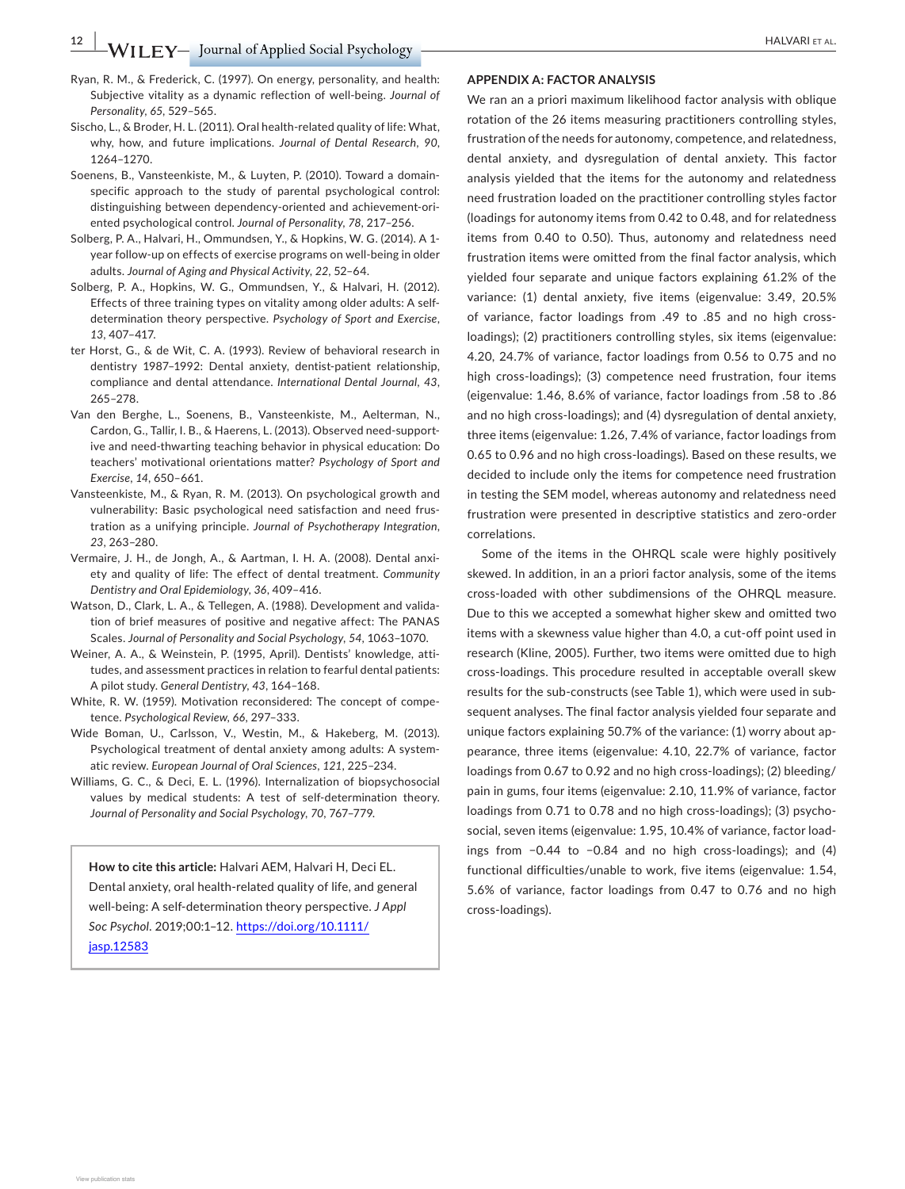Ryan, R. M., & Frederick, C. (1997). On energy, personality, and health: Subjective vitality as a dynamic reflection of well-being. *Journal of Personality*, *65*, 529–565.

Sischo, L., & Broder, H. L. (2011). Oral health-related quality of life: What, why, how, and future implications. *Journal of Dental Research*, *90*, 1264–1270.

Soenens, B., Vansteenkiste, M., & Luyten, P. (2010). Toward a domain-specific approach to the study of parental psychological control: distinguishing between dependency-oriented and achievement-oriented psychological control. *Journal of Personality*, *78*, 217–256.

Solberg, P. A., Halvari, H., Ommundsen, Y., & Hopkins, W. G. (2014). A 1-year follow-up on effects of exercise programs on well-being in older adults. *Journal of Aging and Physical Activity*, *22*, 52–64.

Solberg, P. A., Hopkins, W. G., Ommundsen, Y., & Halvari, H. (2012). Effects of three training types on vitality among older adults: A self-determination theory perspective. *Psychology of Sport and Exercise*, *13*, 407–417.

ter Horst, G., & de Wit, C. A. (1993). Review of behavioral research in dentistry 1987–1992: Dental anxiety, dentist-patient relationship, compliance and dental attendance. *International Dental Journal*, *43*, 265–278.

Van den Berghe, L., Soenens, B., Vansteenkiste, M., Aelterman, N., Cardon, G., Tallir, I. B., & Haerens, L. (2013). Observed need-supportive and need-thwarting teaching behavior in physical education: Do teachers' motivational orientations matter? *Psychology of Sport and Exercise*, *14*, 650–661.

Vansteenkiste, M., & Ryan, R. M. (2013). On psychological growth and vulnerability: Basic psychological need satisfaction and need frustration as a unifying principle. *Journal of Psychotherapy Integration*, *23*, 263–280.

Vermaire, J. H., de Jongh, A., & Aartman, I. H. A. (2008). Dental anxiety and quality of life: The effect of dental treatment. *Community Dentistry and Oral Epidemiology*, *36*, 409–416.

Watson, D., Clark, L. A., & Tellegen, A. (1988). Development and validation of brief measures of positive and negative affect: The PANAS Scales. *Journal of Personality and Social Psychology*, *54*, 1063–1070.

Weiner, A. A., & Weinstein, P. (1995, April). Dentists' knowledge, attitudes, and assessment practices in relation to fearful dental patients: A pilot study. *General Dentistry*, *43*, 164–168.

White, R. W. (1959). Motivation reconsidered: The concept of competence. *Psychological Review*, *66*, 297–333.

Wide Boman, U., Carlsson, V., Westin, M., & Hakeberg, M. (2013). Psychological treatment of dental anxiety among adults: A systematic review. *European Journal of Oral Sciences*, *121*, 225–234.

Williams, G. C., & Deci, E. L. (1996). Internalization of biopsychosocial values by medical students: A test of self-determination theory. *Journal of Personality and Social Psychology*, *70*, 767–779.

**How to cite this article:** Halvari AEM, Halvari H, Deci EL. Dental anxiety, oral health-related quality of life, and general well-being: A self-determination theory perspective. *J Appl Soc Psychol*. 2019;00:1–12. https://doi.org/10.1111/jasp.12583

## APPENDIX A: FACTOR ANALYSIS

We ran an a priori maximum likelihood factor analysis with oblique rotation of the 26 items measuring practitioners controlling styles, frustration of the needs for autonomy, competence, and relatedness, dental anxiety, and dysregulation of dental anxiety. This factor analysis yielded that the items for the autonomy and relatedness need frustration loaded on the practitioner controlling styles factor (loadings for autonomy items from 0.42 to 0.48, and for relatedness items from 0.40 to 0.50). Thus, autonomy and relatedness need frustration items were omitted from the final factor analysis, which yielded four separate and unique factors explaining 61.2% of the variance: (1) dental anxiety, five items (eigenvalue: 3.49, 20.5% of variance, factor loadings from .49 to .85 and no high cross-loadings); (2) practitioners controlling styles, six items (eigenvalue: 4.20, 24.7% of variance, factor loadings from 0.56 to 0.75 and no high cross-loadings); (3) competence need frustration, four items (eigenvalue: 1.46, 8.6% of variance, factor loadings from .58 to .86 and no high cross-loadings); and (4) dysregulation of dental anxiety, three items (eigenvalue: 1.26, 7.4% of variance, factor loadings from 0.65 to 0.96 and no high cross-loadings). Based on these results, we decided to include only the items for competence need frustration in testing the SEM model, whereas autonomy and relatedness need frustration were presented in descriptive statistics and zero-order correlations.

Some of the items in the OHRQL scale were highly positively skewed. In addition, in an a priori factor analysis, some of the items cross-loaded with other subdimensions of the OHRQL measure. Due to this we accepted a somewhat higher skew and omitted two items with a skewness value higher than 4.0, a cut-off point used in research (Kline, 2005). Further, two items were omitted due to high cross-loadings. This procedure resulted in acceptable overall skew results for the sub-constructs (see Table 1), which were used in subsequent analyses. The final factor analysis yielded four separate and unique factors explaining 50.7% of the variance: (1) worry about appearance, three items (eigenvalue: 4.10, 22.7% of variance, factor loadings from 0.67 to 0.92 and no high cross-loadings); (2) bleeding/pain in gums, four items (eigenvalue: 2.10, 11.9% of variance, factor loadings from 0.71 to 0.78 and no high cross-loadings); (3) psychosocial, seven items (eigenvalue: 1.95, 10.4% of variance, factor loadings from −0.44 to −0.84 and no high cross-loadings); and (4) functional difficulties/unable to work, five items (eigenvalue: 1.54, 5.6% of variance, factor loadings from 0.47 to 0.76 and no high cross-loadings).